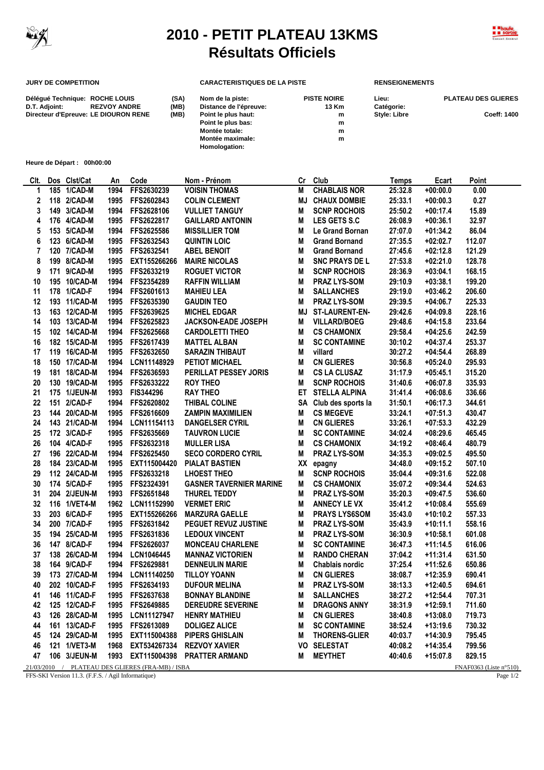# 2010 - PETIT PLATEAU 13KMS
# Résultats Officiels

**JURY DE COMPETITION**

Délégué Technique: ROCHE LOUIS (SA)
D.T. Adjoint: REZVOY ANDRE (MB)
Directeur d'Epreuve: LE DIOURON RENE (MB)

**CARACTERISTIQUES DE LA PISTE**

Nom de la piste: PISTE NOIRE
Distance de l'épreuve: 13 Km
Point le plus haut: m
Point le plus bas: m
Montée totale: m
Montée maximale: m
Homologation:

**RENSEIGNEMENTS**

Lieu: PLATEAU DES GLIERES
Catégorie:
Style: Libre Coeff: 1400

**Heure de Départ : 00h00:00**

| Clt. | Dos | Clst/Cat | An | Code | Nom - Prénom | Cr | Club | Temps | Ecart | Point |
|---|---|---|---|---|---|---|---|---|---|---|
| 1 | 185 | 1/CAD-M | 1994 | FFS2630239 | VOISIN THOMAS | M | CHABLAIS NOR | 25:32.8 | +00:00.0 | 0.00 |
| 2 | 118 | 2/CAD-M | 1995 | FFS2602843 | COLIN CLEMENT | MJ | CHAUX DOMBIE | 25:33.1 | +00:00.3 | 0.27 |
| 3 | 149 | 3/CAD-M | 1994 | FFS2628106 | VULLIET TANGUY | M | SCNP ROCHOIS | 25:50.2 | +00:17.4 | 15.89 |
| 4 | 176 | 4/CAD-M | 1995 | FFS2622817 | GAILLARD ANTONIN | M | LES GETS S.C | 26:08.9 | +00:36.1 | 32.97 |
| 5 | 153 | 5/CAD-M | 1994 | FFS2625586 | MISSILLIER TOM | M | Le Grand Bornan | 27:07.0 | +01:34.2 | 86.04 |
| 6 | 123 | 6/CAD-M | 1995 | FFS2632543 | QUINTIN LOIC | M | Grand Bornand | 27:35.5 | +02:02.7 | 112.07 |
| 7 | 120 | 7/CAD-M | 1995 | FFS2632541 | ABEL BENOIT | M | Grand Bornand | 27:45.6 | +02:12.8 | 121.29 |
| 8 | 199 | 8/CAD-M | 1995 | EXT155266266 | MAIRE NICOLAS | M | SNC PRAYS DE L | 27:53.8 | +02:21.0 | 128.78 |
| 9 | 171 | 9/CAD-M | 1995 | FFS2633219 | ROGUET VICTOR | M | SCNP ROCHOIS | 28:36.9 | +03:04.1 | 168.15 |
| 10 | 195 | 10/CAD-M | 1994 | FFS2354289 | RAFFIN WILLIAM | M | PRAZ LYS-SOM | 29:10.9 | +03:38.1 | 199.20 |
| 11 | 178 | 1/CAD-F | 1994 | FFS2601613 | MAHIEU LEA | M | SALLANCHES | 29:19.0 | +03:46.2 | 206.60 |
| 12 | 193 | 11/CAD-M | 1995 | FFS2635390 | GAUDIN TEO | M | PRAZ LYS-SOM | 29:39.5 | +04:06.7 | 225.33 |
| 13 | 163 | 12/CAD-M | 1995 | FFS2639625 | MICHEL EDGAR | MJ | ST-LAURENT-EN- | 29:42.6 | +04:09.8 | 228.16 |
| 14 | 103 | 13/CAD-M | 1994 | FFS2625823 | JACKSON-EADE JOSEPH | M | VILLARD/BOEG | 29:48.6 | +04:15.8 | 233.64 |
| 15 | 102 | 14/CAD-M | 1994 | FFS2625668 | CARDOLETTI THEO | M | CS CHAMONIX | 29:58.4 | +04:25.6 | 242.59 |
| 16 | 182 | 15/CAD-M | 1995 | FFS2617439 | MATTEL ALBAN | M | SC CONTAMINE | 30:10.2 | +04:37.4 | 253.37 |
| 17 | 119 | 16/CAD-M | 1995 | FFS2632650 | SARAZIN THIBAUT | M | villard | 30:27.2 | +04:54.4 | 268.89 |
| 18 | 150 | 17/CAD-M | 1994 | LCN11148929 | PETIOT MICHAEL | M | CN GLIERES | 30:56.8 | +05:24.0 | 295.93 |
| 19 | 181 | 18/CAD-M | 1994 | FFS2636593 | PERILLAT PESSEY JORIS | M | CS LA CLUSAZ | 31:17.9 | +05:45.1 | 315.20 |
| 20 | 130 | 19/CAD-M | 1995 | FFS2633222 | ROY THEO | M | SCNP ROCHOIS | 31:40.6 | +06:07.8 | 335.93 |
| 21 | 175 | 1/JEUN-M | 1993 | FIS344296 | RAY THEO | ET | STELLA ALPINA | 31:41.4 | +06:08.6 | 336.66 |
| 22 | 151 | 2/CAD-F | 1994 | FFS2620802 | THIBAL COLINE | SA | Club des sports la | 31:50.1 | +06:17.3 | 344.61 |
| 23 | 144 | 20/CAD-M | 1995 | FFS2616609 | ZAMPIN MAXIMILIEN | M | CS MEGEVE | 33:24.1 | +07:51.3 | 430.47 |
| 24 | 143 | 21/CAD-M | 1994 | LCN11154113 | DANGELSER CYRIL | M | CN GLIERES | 33:26.1 | +07:53.3 | 432.29 |
| 25 | 172 | 3/CAD-F | 1995 | FFS2635669 | TAUVRON LUCIE | M | SC CONTAMINE | 34:02.4 | +08:29.6 | 465.45 |
| 26 | 104 | 4/CAD-F | 1995 | FFS2632318 | MULLER LISA | M | CS CHAMONIX | 34:19.2 | +08:46.4 | 480.79 |
| 27 | 196 | 22/CAD-M | 1994 | FFS2625450 | SECO CORDERO CYRIL | M | PRAZ LYS-SOM | 34:35.3 | +09:02.5 | 495.50 |
| 28 | 184 | 23/CAD-M | 1995 | EXT115004420 | PIATAT BASTIEN | XX | epagny | 34:48.0 | +09:15.2 | 507.10 |
| 29 | 112 | 24/CAD-M | 1995 | FFS2633218 | LHOEST THEO | M | SCNP ROCHOIS | 35:04.4 | +09:31.6 | 522.08 |
| 30 | 174 | 5/CAD-F | 1995 | FFS2324391 | GASNER TAVERNIER MARINE | M | CS CHAMONIX | 35:07.2 | +09:34.4 | 524.63 |
| 31 | 204 | 2/JEUN-M | 1993 | FFS2651848 | THUREL TEDDY | M | PRAZ LYS-SOM | 35:20.3 | +09:47.5 | 536.60 |
| 32 | 116 | 1/VET4-M | 1962 | LCN11152990 | VERMET ERIC | M | ANNECY LE VX | 35:41.2 | +10:08.4 | 555.69 |
| 33 | 203 | 6/CAD-F | 1995 | EXT155266266 | MARZURA GAELLE | M | PRAYS LYS6SOM | 35:43.0 | +10:10.2 | 557.33 |
| 34 | 200 | 7/CAD-F | 1995 | FFS2631842 | PEGUET REVUZ JUSTINE | M | PRAZ LYS-SOM | 35:43.9 | +10:11.1 | 558.16 |
| 35 | 194 | 25/CAD-M | 1995 | FFS2631836 | LEDOUX VINCENT | M | PRAZ LYS-SOM | 36:30.9 | +10:58.1 | 601.08 |
| 36 | 147 | 8/CAD-F | 1994 | FFS2626037 | MONCEAU CHARLENE | M | SC CONTAMINE | 36:47.3 | +11:14.5 | 616.06 |
| 37 | 138 | 26/CAD-M | 1994 | LCN1046445 | MANNAZ VICTORIEN | M | RANDO CHERAN | 37:04.2 | +11:31.4 | 631.50 |
| 38 | 164 | 9/CAD-F | 1994 | FFS2629881 | DENNEULIN MARIE | M | Chablais nordic | 37:25.4 | +11:52.6 | 650.86 |
| 39 | 173 | 27/CAD-M | 1994 | LCN11140250 | TILLOY YOANN | M | CN GLIERES | 38:08.7 | +12:35.9 | 690.41 |
| 40 | 202 | 10/CAD-F | 1995 | FFS2634193 | DUFOUR MELINA | M | PRAZ LYS-SOM | 38:13.3 | +12:40.5 | 694.61 |
| 41 | 146 | 11/CAD-F | 1995 | FFS2637638 | BONNAY BLANDINE | M | SALLANCHES | 38:27.2 | +12:54.4 | 707.31 |
| 42 | 125 | 12/CAD-F | 1995 | FFS2649885 | DEREUDRE SEVERINE | M | DRAGONS ANNY | 38:31.9 | +12:59.1 | 711.60 |
| 43 | 126 | 28/CAD-M | 1995 | LCN11127947 | HENRY MATHIEU | M | CN GLIERES | 38:40.8 | +13:08.0 | 719.73 |
| 44 | 161 | 13/CAD-F | 1995 | FFS2613089 | DOLIGEZ ALICE | M | SC CONTAMINE | 38:52.4 | +13:19.6 | 730.32 |
| 45 | 124 | 29/CAD-M | 1995 | EXT115004388 | PIPERS GHISLAIN | M | THORENS-GLIER | 40:03.7 | +14:30.9 | 795.45 |
| 46 | 121 | 1/VET3-M | 1968 | EXT534267334 | REZVOY XAVIER | VO | SELESTAT | 40:08.2 | +14:35.4 | 799.56 |
| 47 | 106 | 3/JEUN-M | 1993 | EXT115004398 | PRATTER ARMAND | M | MEYTHET | 40:40.6 | +15:07.8 | 829.15 |

21/03/2010 / PLATEAU DES GLIERES (FRA-MB) / ISBA — FNAF0363 (Liste n°510)

FFS-SKI Version 11.3. (F.F.S. / Agil Informatique)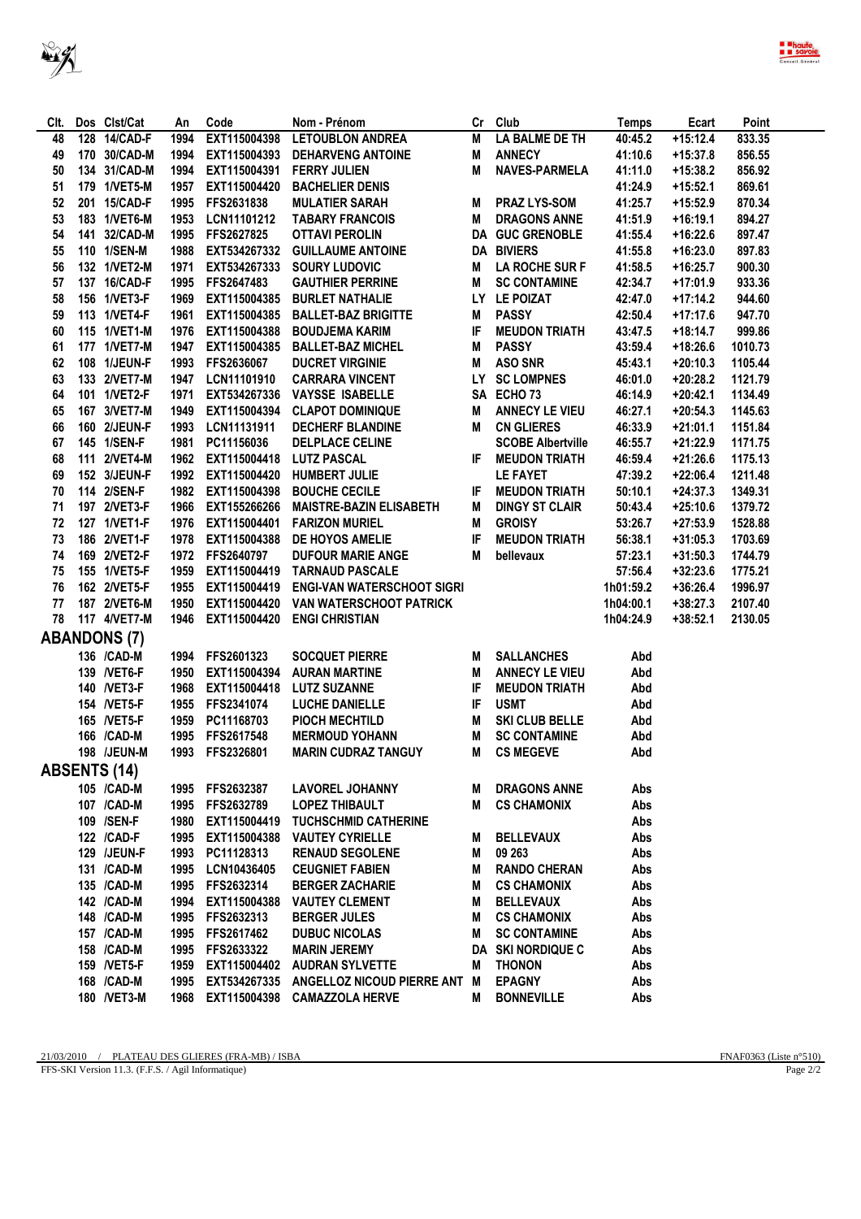| Clt. | Dos | Clst/Cat | An | Code | Nom - Prénom | Cr | Club | Temps | Ecart | Point |
|---|---|---|---|---|---|---|---|---|---|---|
| 48 | 128 | 14/CAD-F | 1994 | EXT115004398 | LETOUBLON ANDREA | M | LA BALME DE TH | 40:45.2 | +15:12.4 | 833.35 |
| 49 | 170 | 30/CAD-M | 1994 | EXT115004393 | DEHARVENG ANTOINE | M | ANNECY | 41:10.6 | +15:37.8 | 856.55 |
| 50 | 134 | 31/CAD-M | 1994 | EXT115004391 | FERRY JULIEN | M | NAVES-PARMELA | 41:11.0 | +15:38.2 | 856.92 |
| 51 | 179 | 1/VET5-M | 1957 | EXT115004420 | BACHELIER DENIS | | | 41:24.9 | +15:52.1 | 869.61 |
| 52 | 201 | 15/CAD-F | 1995 | FFS2631838 | MULATIER SARAH | M | PRAZ LYS-SOM | 41:25.7 | +15:52.9 | 870.34 |
| 53 | 183 | 1/VET6-M | 1953 | LCN11101212 | TABARY FRANCOIS | M | DRAGONS ANNE | 41:51.9 | +16:19.1 | 894.27 |
| 54 | 141 | 32/CAD-M | 1995 | FFS2627825 | OTTAVI PEROLIN | DA | GUC GRENOBLE | 41:55.4 | +16:22.6 | 897.47 |
| 55 | 110 | 1/SEN-M | 1988 | EXT534267332 | GUILLAUME ANTOINE | DA | BIVIERS | 41:55.8 | +16:23.0 | 897.83 |
| 56 | 132 | 1/VET2-M | 1971 | EXT534267333 | SOURY LUDOVIC | M | LA ROCHE SUR F | 41:58.5 | +16:25.7 | 900.30 |
| 57 | 137 | 16/CAD-F | 1995 | FFS2647483 | GAUTHIER PERRINE | M | SC CONTAMINE | 42:34.7 | +17:01.9 | 933.36 |
| 58 | 156 | 1/VET3-F | 1969 | EXT115004385 | BURLET NATHALIE | LY | LE POIZAT | 42:47.0 | +17:14.2 | 944.60 |
| 59 | 113 | 1/VET4-F | 1961 | EXT115004385 | BALLET-BAZ BRIGITTE | M | PASSY | 42:50.4 | +17:17.6 | 947.70 |
| 60 | 115 | 1/VET1-M | 1976 | EXT115004388 | BOUDJEMA KARIM | IF | MEUDON TRIATH | 43:47.5 | +18:14.7 | 999.86 |
| 61 | 177 | 1/VET7-M | 1947 | EXT115004385 | BALLET-BAZ MICHEL | M | PASSY | 43:59.4 | +18:26.6 | 1010.73 |
| 62 | 108 | 1/JEUN-F | 1993 | FFS2636067 | DUCRET VIRGINIE | M | ASO SNR | 45:43.1 | +20:10.3 | 1105.44 |
| 63 | 133 | 2/VET7-M | 1947 | LCN11101910 | CARRARA VINCENT | LY | SC LOMPNES | 46:01.0 | +20:28.2 | 1121.79 |
| 64 | 101 | 1/VET2-F | 1971 | EXT534267336 | VAYSSE ISABELLE | SA | ECHO 73 | 46:14.9 | +20:42.1 | 1134.49 |
| 65 | 167 | 3/VET7-M | 1949 | EXT115004394 | CLAPOT DOMINIQUE | M | ANNECY LE VIEU | 46:27.1 | +20:54.3 | 1145.63 |
| 66 | 160 | 2/JEUN-F | 1993 | LCN11131911 | DECHERF BLANDINE | M | CN GLIERES | 46:33.9 | +21:01.1 | 1151.84 |
| 67 | 145 | 1/SEN-F | 1981 | PC11156036 | DELPLACE CELINE | | SCOBE Albertville | 46:55.7 | +21:22.9 | 1171.75 |
| 68 | 111 | 2/VET4-M | 1962 | EXT115004418 | LUTZ PASCAL | IF | MEUDON TRIATH | 46:59.4 | +21:26.6 | 1175.13 |
| 69 | 152 | 3/JEUN-F | 1992 | EXT115004420 | HUMBERT JULIE | | LE FAYET | 47:39.2 | +22:06.4 | 1211.48 |
| 70 | 114 | 2/SEN-F | 1982 | EXT115004398 | BOUCHE CECILE | IF | MEUDON TRIATH | 50:10.1 | +24:37.3 | 1349.31 |
| 71 | 197 | 2/VET3-F | 1966 | EXT155266266 | MAISTRE-BAZIN ELISABETH | M | DINGY ST CLAIR | 50:43.4 | +25:10.6 | 1379.72 |
| 72 | 127 | 1/VET1-F | 1976 | EXT115004401 | FARIZON MURIEL | M | GROISY | 53:26.7 | +27:53.9 | 1528.88 |
| 73 | 186 | 2/VET1-F | 1978 | EXT115004388 | DE HOYOS AMELIE | IF | MEUDON TRIATH | 56:38.1 | +31:05.3 | 1703.69 |
| 74 | 169 | 2/VET2-F | 1972 | FFS2640797 | DUFOUR MARIE ANGE | M | bellevaux | 57:23.1 | +31:50.3 | 1744.79 |
| 75 | 155 | 1/VET5-F | 1959 | EXT115004419 | TARNAUD PASCALE | | | 57:56.4 | +32:23.6 | 1775.21 |
| 76 | 162 | 2/VET5-F | 1955 | EXT115004419 | ENGI-VAN WATERSCHOOT SIGRI | | | 1h01:59.2 | +36:26.4 | 1996.97 |
| 77 | 187 | 2/VET6-M | 1950 | EXT115004420 | VAN WATERSCHOOT PATRICK | | | 1h04:00.1 | +38:27.3 | 2107.40 |
| 78 | 117 | 4/VET7-M | 1946 | EXT115004420 | ENGI CHRISTIAN | | | 1h04:24.9 | +38:52.1 | 2130.05 |

## ABANDONS (7)

| Clt. | Dos | Clst/Cat | An | Code | Nom - Prénom | Cr | Club | Temps |
|---|---|---|---|---|---|---|---|---|
| | 136 | /CAD-M | 1994 | FFS2601323 | SOCQUET PIERRE | M | SALLANCHES | Abd |
| | 139 | /VET6-F | 1950 | EXT115004394 | AURAN MARTINE | M | ANNECY LE VIEU | Abd |
| | 140 | /VET3-F | 1968 | EXT115004418 | LUTZ SUZANNE | IF | MEUDON TRIATH | Abd |
| | 154 | /VET5-F | 1955 | FFS2341074 | LUCHE DANIELLE | IF | USMT | Abd |
| | 165 | /VET5-F | 1959 | PC11168703 | PIOCH MECHTILD | M | SKI CLUB BELLE | Abd |
| | 166 | /CAD-M | 1995 | FFS2617548 | MERMOUD YOHANN | M | SC CONTAMINE | Abd |
| | 198 | /JEUN-M | 1993 | FFS2326801 | MARIN CUDRAZ TANGUY | M | CS MEGEVE | Abd |

## ABSENTS (14)

| Clt. | Dos | Clst/Cat | An | Code | Nom - Prénom | Cr | Club | Temps |
|---|---|---|---|---|---|---|---|---|
| | 105 | /CAD-M | 1995 | FFS2632387 | LAVOREL JOHANNY | M | DRAGONS ANNE | Abs |
| | 107 | /CAD-M | 1995 | FFS2632789 | LOPEZ THIBAULT | M | CS CHAMONIX | Abs |
| | 109 | /SEN-F | 1980 | EXT115004419 | TUCHSCHMID CATHERINE | | | Abs |
| | 122 | /CAD-F | 1995 | EXT115004388 | VAUTEY CYRIELLE | M | BELLEVAUX | Abs |
| | 129 | /JEUN-F | 1993 | PC11128313 | RENAUD SEGOLENE | M | 09 263 | Abs |
| | 131 | /CAD-M | 1995 | LCN10436405 | CEUGNIET FABIEN | M | RANDO CHERAN | Abs |
| | 135 | /CAD-M | 1995 | FFS2632314 | BERGER ZACHARIE | M | CS CHAMONIX | Abs |
| | 142 | /CAD-M | 1994 | EXT115004388 | VAUTEY CLEMENT | M | BELLEVAUX | Abs |
| | 148 | /CAD-M | 1995 | FFS2632313 | BERGER JULES | M | CS CHAMONIX | Abs |
| | 157 | /CAD-M | 1995 | FFS2617462 | DUBUC NICOLAS | M | SC CONTAMINE | Abs |
| | 158 | /CAD-M | 1995 | FFS2633322 | MARIN JEREMY | DA | SKI NORDIQUE C | Abs |
| | 159 | /VET5-F | 1959 | EXT115004402 | AUDRAN SYLVETTE | M | THONON | Abs |
| | 168 | /CAD-M | 1995 | EXT534267335 | ANGELLOZ NICOUD PIERRE ANT | M | EPAGNY | Abs |
| | 180 | /VET3-M | 1968 | EXT115004398 | CAMAZZOLA HERVE | M | BONNEVILLE | Abs |

21/03/2010 / PLATEAU DES GLIERES (FRA-MB) / ISBA — FNAF0363 (Liste n°510)

FFS-SKI Version 11.3. (F.F.S. / Agil Informatique)